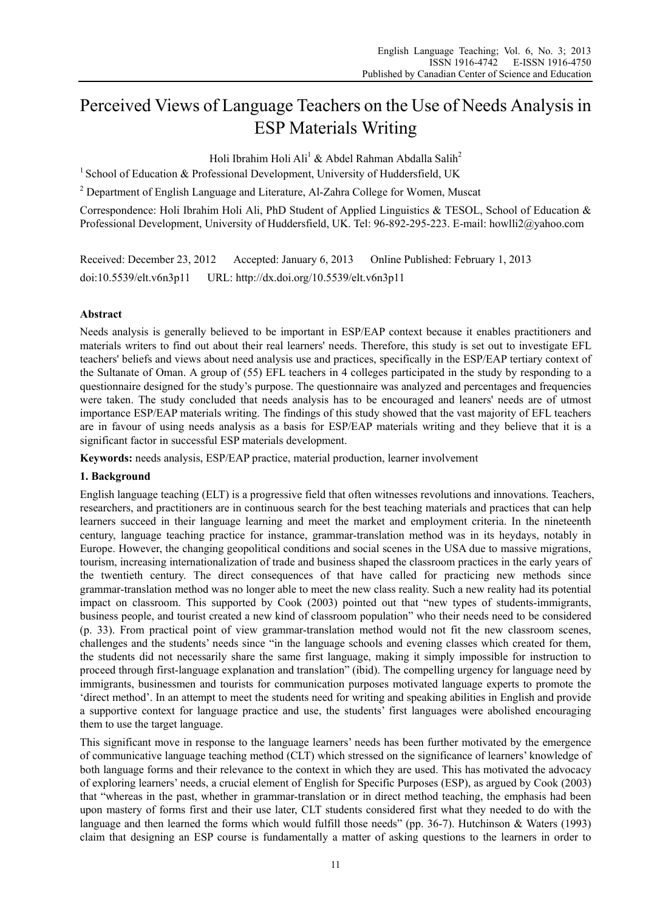# Perceived Views of Language Teachers on the Use of Needs Analysis in ESP Materials Writing

Holi Ibrahim Holi Ali[1] & Abdel Rahman Abdalla Salih[2]

[1] School of Education & Professional Development, University of Huddersfield, UK

[2] Department of English Language and Literature, Al-Zahra College for Women, Muscat

Correspondence: Holi Ibrahim Holi Ali, PhD Student of Applied Linguistics & TESOL, School of Education & Professional Development, University of Huddersfield, UK. Tel: 96-892-295-223. E-mail: howlli2@yahoo.com

Received: December 23, 2012 Accepted: January 6, 2013 Online Published: February 1, 2013

doi:10.5539/elt.v6n3p11 URL: http://dx.doi.org/10.5539/elt.v6n3p11

## Abstract

Needs analysis is generally believed to be important in ESP/EAP context because it enables practitioners and materials writers to find out about their real learners' needs. Therefore, this study is set out to investigate EFL teachers' beliefs and views about need analysis use and practices, specifically in the ESP/EAP tertiary context of the Sultanate of Oman. A group of (55) EFL teachers in 4 colleges participated in the study by responding to a questionnaire designed for the study's purpose. The questionnaire was analyzed and percentages and frequencies were taken. The study concluded that needs analysis has to be encouraged and leaners' needs are of utmost importance ESP/EAP materials writing. The findings of this study showed that the vast majority of EFL teachers are in favour of using needs analysis as a basis for ESP/EAP materials writing and they believe that it is a significant factor in successful ESP materials development.

**Keywords:** needs analysis, ESP/EAP practice, material production, learner involvement

## 1. Background

English language teaching (ELT) is a progressive field that often witnesses revolutions and innovations. Teachers, researchers, and practitioners are in continuous search for the best teaching materials and practices that can help learners succeed in their language learning and meet the market and employment criteria. In the nineteenth century, language teaching practice for instance, grammar-translation method was in its heydays, notably in Europe. However, the changing geopolitical conditions and social scenes in the USA due to massive migrations, tourism, increasing internationalization of trade and business shaped the classroom practices in the early years of the twentieth century. The direct consequences of that have called for practicing new methods since grammar-translation method was no longer able to meet the new class reality. Such a new reality had its potential impact on classroom. This supported by Cook (2003) pointed out that "new types of students-immigrants, business people, and tourist created a new kind of classroom population" who their needs need to be considered (p. 33). From practical point of view grammar-translation method would not fit the new classroom scenes, challenges and the students' needs since "in the language schools and evening classes which created for them, the students did not necessarily share the same first language, making it simply impossible for instruction to proceed through first-language explanation and translation" (ibid). The compelling urgency for language need by immigrants, businessmen and tourists for communication purposes motivated language experts to promote the 'direct method'. In an attempt to meet the students need for writing and speaking abilities in English and provide a supportive context for language practice and use, the students' first languages were abolished encouraging them to use the target language.

This significant move in response to the language learners' needs has been further motivated by the emergence of communicative language teaching method (CLT) which stressed on the significance of learners' knowledge of both language forms and their relevance to the context in which they are used. This has motivated the advocacy of exploring learners' needs, a crucial element of English for Specific Purposes (ESP), as argued by Cook (2003) that "whereas in the past, whether in grammar-translation or in direct method teaching, the emphasis had been upon mastery of forms first and their use later, CLT students considered first what they needed to do with the language and then learned the forms which would fulfill those needs" (pp. 36-7). Hutchinson & Waters (1993) claim that designing an ESP course is fundamentally a matter of asking questions to the learners in order to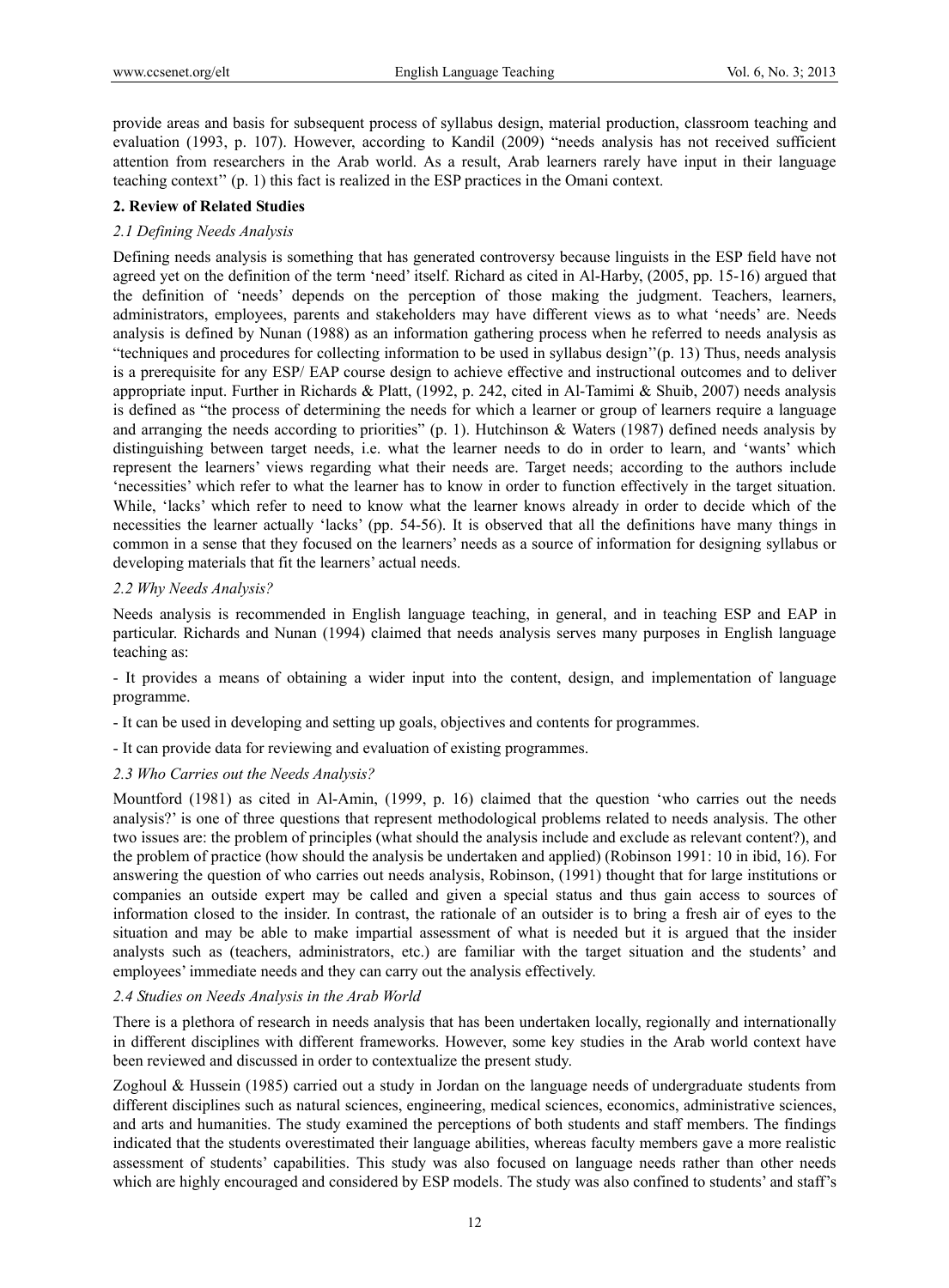provide areas and basis for subsequent process of syllabus design, material production, classroom teaching and evaluation (1993, p. 107). However, according to Kandil (2009) "needs analysis has not received sufficient attention from researchers in the Arab world. As a result, Arab learners rarely have input in their language teaching context" (p. 1) this fact is realized in the ESP practices in the Omani context.

## 2. Review of Related Studies

### *2.1 Defining Needs Analysis*

Defining needs analysis is something that has generated controversy because linguists in the ESP field have not agreed yet on the definition of the term 'need' itself. Richard as cited in Al-Harby, (2005, pp. 15-16) argued that the definition of 'needs' depends on the perception of those making the judgment. Teachers, learners, administrators, employees, parents and stakeholders may have different views as to what 'needs' are. Needs analysis is defined by Nunan (1988) as an information gathering process when he referred to needs analysis as "techniques and procedures for collecting information to be used in syllabus design''(p. 13) Thus, needs analysis is a prerequisite for any ESP/ EAP course design to achieve effective and instructional outcomes and to deliver appropriate input. Further in Richards & Platt, (1992, p. 242, cited in Al-Tamimi & Shuib, 2007) needs analysis is defined as "the process of determining the needs for which a learner or group of learners require a language and arranging the needs according to priorities" (p. 1). Hutchinson & Waters (1987) defined needs analysis by distinguishing between target needs, i.e. what the learner needs to do in order to learn, and 'wants' which represent the learners' views regarding what their needs are. Target needs; according to the authors include 'necessities' which refer to what the learner has to know in order to function effectively in the target situation. While, 'lacks' which refer to need to know what the learner knows already in order to decide which of the necessities the learner actually 'lacks' (pp. 54-56). It is observed that all the definitions have many things in common in a sense that they focused on the learners' needs as a source of information for designing syllabus or developing materials that fit the learners' actual needs.

### *2.2 Why Needs Analysis?*

Needs analysis is recommended in English language teaching, in general, and in teaching ESP and EAP in particular. Richards and Nunan (1994) claimed that needs analysis serves many purposes in English language teaching as:

- It provides a means of obtaining a wider input into the content, design, and implementation of language programme.
- It can be used in developing and setting up goals, objectives and contents for programmes.
- It can provide data for reviewing and evaluation of existing programmes.

### *2.3 Who Carries out the Needs Analysis?*

Mountford (1981) as cited in Al-Amin, (1999, p. 16) claimed that the question 'who carries out the needs analysis?' is one of three questions that represent methodological problems related to needs analysis. The other two issues are: the problem of principles (what should the analysis include and exclude as relevant content?), and the problem of practice (how should the analysis be undertaken and applied) (Robinson 1991: 10 in ibid, 16). For answering the question of who carries out needs analysis, Robinson, (1991) thought that for large institutions or companies an outside expert may be called and given a special status and thus gain access to sources of information closed to the insider. In contrast, the rationale of an outsider is to bring a fresh air of eyes to the situation and may be able to make impartial assessment of what is needed but it is argued that the insider analysts such as (teachers, administrators, etc.) are familiar with the target situation and the students' and employees' immediate needs and they can carry out the analysis effectively.

### *2.4 Studies on Needs Analysis in the Arab World*

There is a plethora of research in needs analysis that has been undertaken locally, regionally and internationally in different disciplines with different frameworks. However, some key studies in the Arab world context have been reviewed and discussed in order to contextualize the present study.

Zoghoul & Hussein (1985) carried out a study in Jordan on the language needs of undergraduate students from different disciplines such as natural sciences, engineering, medical sciences, economics, administrative sciences, and arts and humanities. The study examined the perceptions of both students and staff members. The findings indicated that the students overestimated their language abilities, whereas faculty members gave a more realistic assessment of students' capabilities. This study was also focused on language needs rather than other needs which are highly encouraged and considered by ESP models. The study was also confined to students' and staff's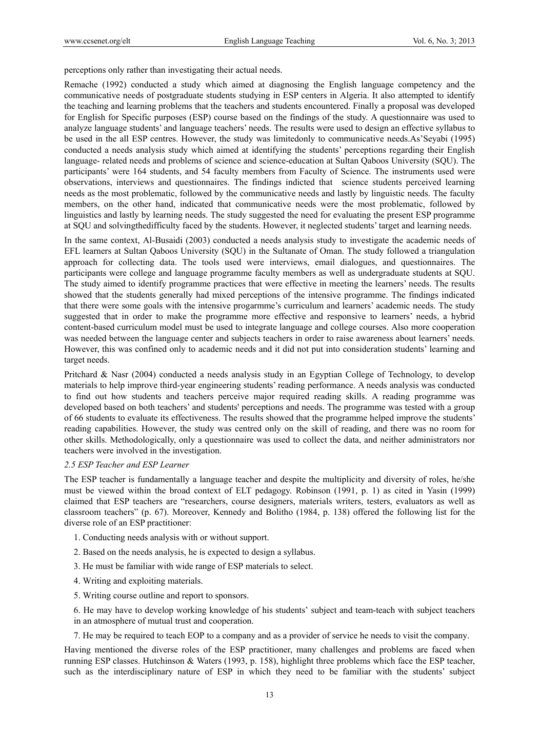perceptions only rather than investigating their actual needs.

Remache (1992) conducted a study which aimed at diagnosing the English language competency and the communicative needs of postgraduate students studying in ESP centers in Algeria. It also attempted to identify the teaching and learning problems that the teachers and students encountered. Finally a proposal was developed for English for Specific purposes (ESP) course based on the findings of the study. A questionnaire was used to analyze language students' and language teachers' needs. The results were used to design an effective syllabus to be used in the all ESP centres. However, the study was limitedonly to communicative needs.As'Seyabi (1995) conducted a needs analysis study which aimed at identifying the students' perceptions regarding their English language- related needs and problems of science and science-education at Sultan Qaboos University (SQU). The participants' were 164 students, and 54 faculty members from Faculty of Science. The instruments used were observations, interviews and questionnaires. The findings indicted that science students perceived learning needs as the most problematic, followed by the communicative needs and lastly by linguistic needs. The faculty members, on the other hand, indicated that communicative needs were the most problematic, followed by linguistics and lastly by learning needs. The study suggested the need for evaluating the present ESP programme at SQU and solvingthedifficulty faced by the students. However, it neglected students' target and learning needs.

In the same context, Al-Busaidi (2003) conducted a needs analysis study to investigate the academic needs of EFL learners at Sultan Qaboos University (SQU) in the Sultanate of Oman. The study followed a triangulation approach for collecting data. The tools used were interviews, email dialogues, and questionnaires. The participants were college and language programme faculty members as well as undergraduate students at SQU. The study aimed to identify programme practices that were effective in meeting the learners' needs. The results showed that the students generally had mixed perceptions of the intensive programme. The findings indicated that there were some goals with the intensive progarmme's curriculum and learners' academic needs. The study suggested that in order to make the programme more effective and responsive to learners' needs, a hybrid content-based curriculum model must be used to integrate language and college courses. Also more cooperation was needed between the language center and subjects teachers in order to raise awareness about learners' needs. However, this was confined only to academic needs and it did not put into consideration students' learning and target needs.

Pritchard & Nasr (2004) conducted a needs analysis study in an Egyptian College of Technology, to develop materials to help improve third-year engineering students' reading performance. A needs analysis was conducted to find out how students and teachers perceive major required reading skills. A reading programme was developed based on both teachers' and students' perceptions and needs. The programme was tested with a group of 66 students to evaluate its effectiveness. The results showed that the programme helped improve the students' reading capabilities. However, the study was centred only on the skill of reading, and there was no room for other skills. Methodologically, only a questionnaire was used to collect the data, and neither administrators nor teachers were involved in the investigation.

### *2.5 ESP Teacher and ESP Learner*

The ESP teacher is fundamentally a language teacher and despite the multiplicity and diversity of roles, he/she must be viewed within the broad context of ELT pedagogy. Robinson (1991, p. 1) as cited in Yasin (1999) claimed that ESP teachers are "researchers, course designers, materials writers, testers, evaluators as well as classroom teachers" (p. 67). Moreover, Kennedy and Bolitho (1984, p. 138) offered the following list for the diverse role of an ESP practitioner:

1. Conducting needs analysis with or without support.
2. Based on the needs analysis, he is expected to design a syllabus.
3. He must be familiar with wide range of ESP materials to select.
4. Writing and exploiting materials.
5. Writing course outline and report to sponsors.
6. He may have to develop working knowledge of his students' subject and team-teach with subject teachers in an atmosphere of mutual trust and cooperation.
7. He may be required to teach EOP to a company and as a provider of service he needs to visit the company.

Having mentioned the diverse roles of the ESP practitioner, many challenges and problems are faced when running ESP classes. Hutchinson & Waters (1993, p. 158), highlight three problems which face the ESP teacher, such as the interdisciplinary nature of ESP in which they need to be familiar with the students' subject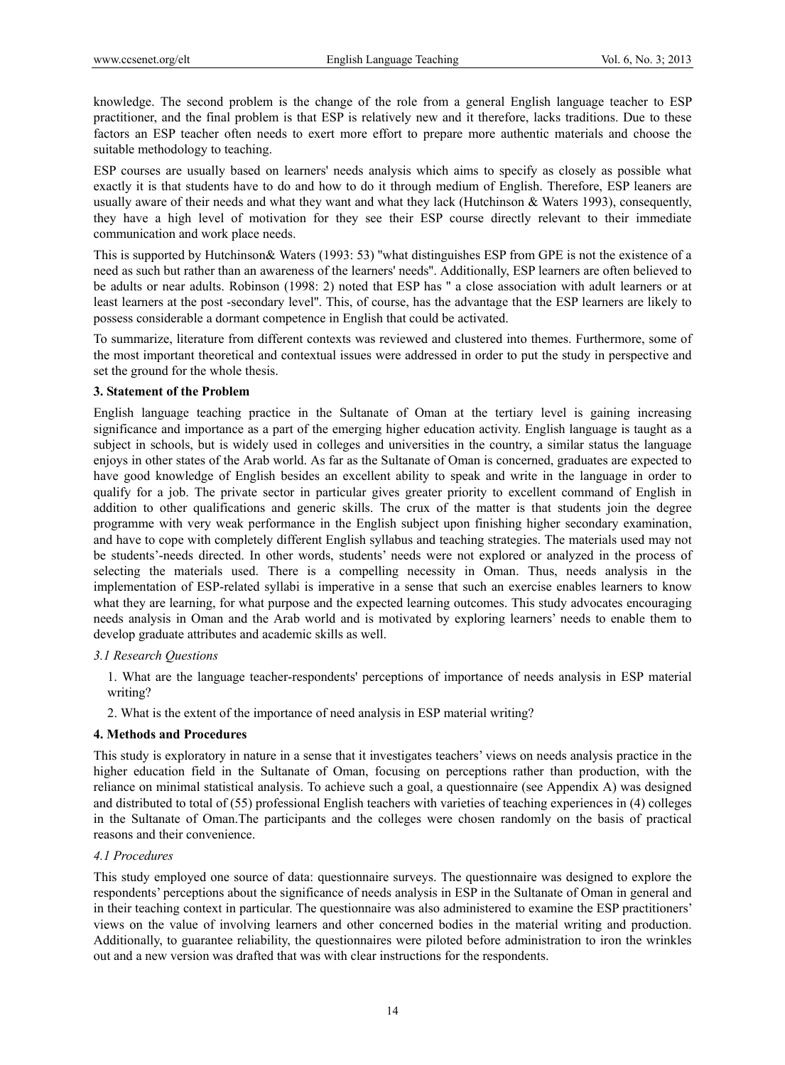knowledge. The second problem is the change of the role from a general English language teacher to ESP practitioner, and the final problem is that ESP is relatively new and it therefore, lacks traditions. Due to these factors an ESP teacher often needs to exert more effort to prepare more authentic materials and choose the suitable methodology to teaching.

ESP courses are usually based on learners' needs analysis which aims to specify as closely as possible what exactly it is that students have to do and how to do it through medium of English. Therefore, ESP leaners are usually aware of their needs and what they want and what they lack (Hutchinson & Waters 1993), consequently, they have a high level of motivation for they see their ESP course directly relevant to their immediate communication and work place needs.

This is supported by Hutchinson& Waters (1993: 53) "what distinguishes ESP from GPE is not the existence of a need as such but rather than an awareness of the learners' needs". Additionally, ESP learners are often believed to be adults or near adults. Robinson (1998: 2) noted that ESP has " a close association with adult learners or at least learners at the post -secondary level". This, of course, has the advantage that the ESP learners are likely to possess considerable a dormant competence in English that could be activated.

To summarize, literature from different contexts was reviewed and clustered into themes. Furthermore, some of the most important theoretical and contextual issues were addressed in order to put the study in perspective and set the ground for the whole thesis.

## 3. Statement of the Problem

English language teaching practice in the Sultanate of Oman at the tertiary level is gaining increasing significance and importance as a part of the emerging higher education activity. English language is taught as a subject in schools, but is widely used in colleges and universities in the country, a similar status the language enjoys in other states of the Arab world. As far as the Sultanate of Oman is concerned, graduates are expected to have good knowledge of English besides an excellent ability to speak and write in the language in order to qualify for a job. The private sector in particular gives greater priority to excellent command of English in addition to other qualifications and generic skills. The crux of the matter is that students join the degree programme with very weak performance in the English subject upon finishing higher secondary examination, and have to cope with completely different English syllabus and teaching strategies. The materials used may not be students'-needs directed. In other words, students' needs were not explored or analyzed in the process of selecting the materials used. There is a compelling necessity in Oman. Thus, needs analysis in the implementation of ESP-related syllabi is imperative in a sense that such an exercise enables learners to know what they are learning, for what purpose and the expected learning outcomes. This study advocates encouraging needs analysis in Oman and the Arab world and is motivated by exploring learners' needs to enable them to develop graduate attributes and academic skills as well.

### *3.1 Research Questions*

1. What are the language teacher-respondents' perceptions of importance of needs analysis in ESP material writing?

2. What is the extent of the importance of need analysis in ESP material writing?

## 4. Methods and Procedures

This study is exploratory in nature in a sense that it investigates teachers' views on needs analysis practice in the higher education field in the Sultanate of Oman, focusing on perceptions rather than production, with the reliance on minimal statistical analysis. To achieve such a goal, a questionnaire (see Appendix A) was designed and distributed to total of (55) professional English teachers with varieties of teaching experiences in (4) colleges in the Sultanate of Oman.The participants and the colleges were chosen randomly on the basis of practical reasons and their convenience.

### *4.1 Procedures*

This study employed one source of data: questionnaire surveys. The questionnaire was designed to explore the respondents' perceptions about the significance of needs analysis in ESP in the Sultanate of Oman in general and in their teaching context in particular. The questionnaire was also administered to examine the ESP practitioners' views on the value of involving learners and other concerned bodies in the material writing and production. Additionally, to guarantee reliability, the questionnaires were piloted before administration to iron the wrinkles out and a new version was drafted that was with clear instructions for the respondents.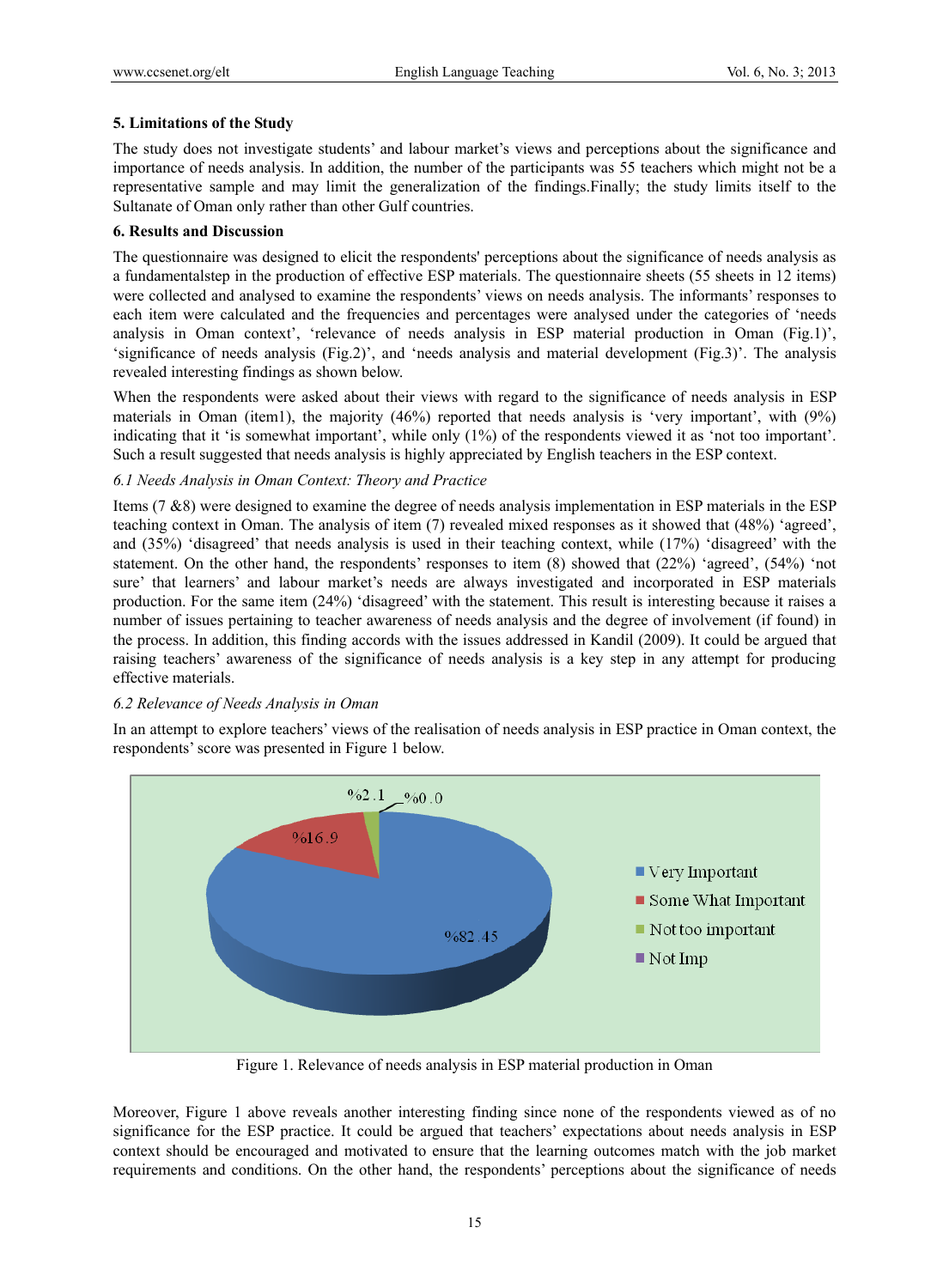## 5. Limitations of the Study

The study does not investigate students' and labour market's views and perceptions about the significance and importance of needs analysis. In addition, the number of the participants was 55 teachers which might not be a representative sample and may limit the generalization of the findings.Finally; the study limits itself to the Sultanate of Oman only rather than other Gulf countries.

## 6. Results and Discussion

The questionnaire was designed to elicit the respondents' perceptions about the significance of needs analysis as a fundamentalstep in the production of effective ESP materials. The questionnaire sheets (55 sheets in 12 items) were collected and analysed to examine the respondents' views on needs analysis. The informants' responses to each item were calculated and the frequencies and percentages were analysed under the categories of 'needs analysis in Oman context', 'relevance of needs analysis in ESP material production in Oman (Fig.1)', 'significance of needs analysis (Fig.2)', and 'needs analysis and material development (Fig.3)'. The analysis revealed interesting findings as shown below.

When the respondents were asked about their views with regard to the significance of needs analysis in ESP materials in Oman (item1), the majority (46%) reported that needs analysis is 'very important', with (9%) indicating that it 'is somewhat important', while only (1%) of the respondents viewed it as 'not too important'. Such a result suggested that needs analysis is highly appreciated by English teachers in the ESP context.

### *6.1 Needs Analysis in Oman Context: Theory and Practice*

Items (7 &8) were designed to examine the degree of needs analysis implementation in ESP materials in the ESP teaching context in Oman. The analysis of item (7) revealed mixed responses as it showed that (48%) 'agreed', and (35%) 'disagreed' that needs analysis is used in their teaching context, while (17%) 'disagreed' with the statement. On the other hand, the respondents' responses to item (8) showed that (22%) 'agreed', (54%) 'not sure' that learners' and labour market's needs are always investigated and incorporated in ESP materials production. For the same item (24%) 'disagreed' with the statement. This result is interesting because it raises a number of issues pertaining to teacher awareness of needs analysis and the degree of involvement (if found) in the process. In addition, this finding accords with the issues addressed in Kandil (2009). It could be argued that raising teachers' awareness of the significance of needs analysis is a key step in any attempt for producing effective materials.

### *6.2 Relevance of Needs Analysis in Oman*

In an attempt to explore teachers' views of the realisation of needs analysis in ESP practice in Oman context, the respondents' score was presented in Figure 1 below.

%82.45 — Very Important
%16.9 — Some What Important
%2.1 — Not too important
%0.0 — Not Imp

Figure 1. Relevance of needs analysis in ESP material production in Oman

Moreover, Figure 1 above reveals another interesting finding since none of the respondents viewed as of no significance for the ESP practice. It could be argued that teachers' expectations about needs analysis in ESP context should be encouraged and motivated to ensure that the learning outcomes match with the job market requirements and conditions. On the other hand, the respondents' perceptions about the significance of needs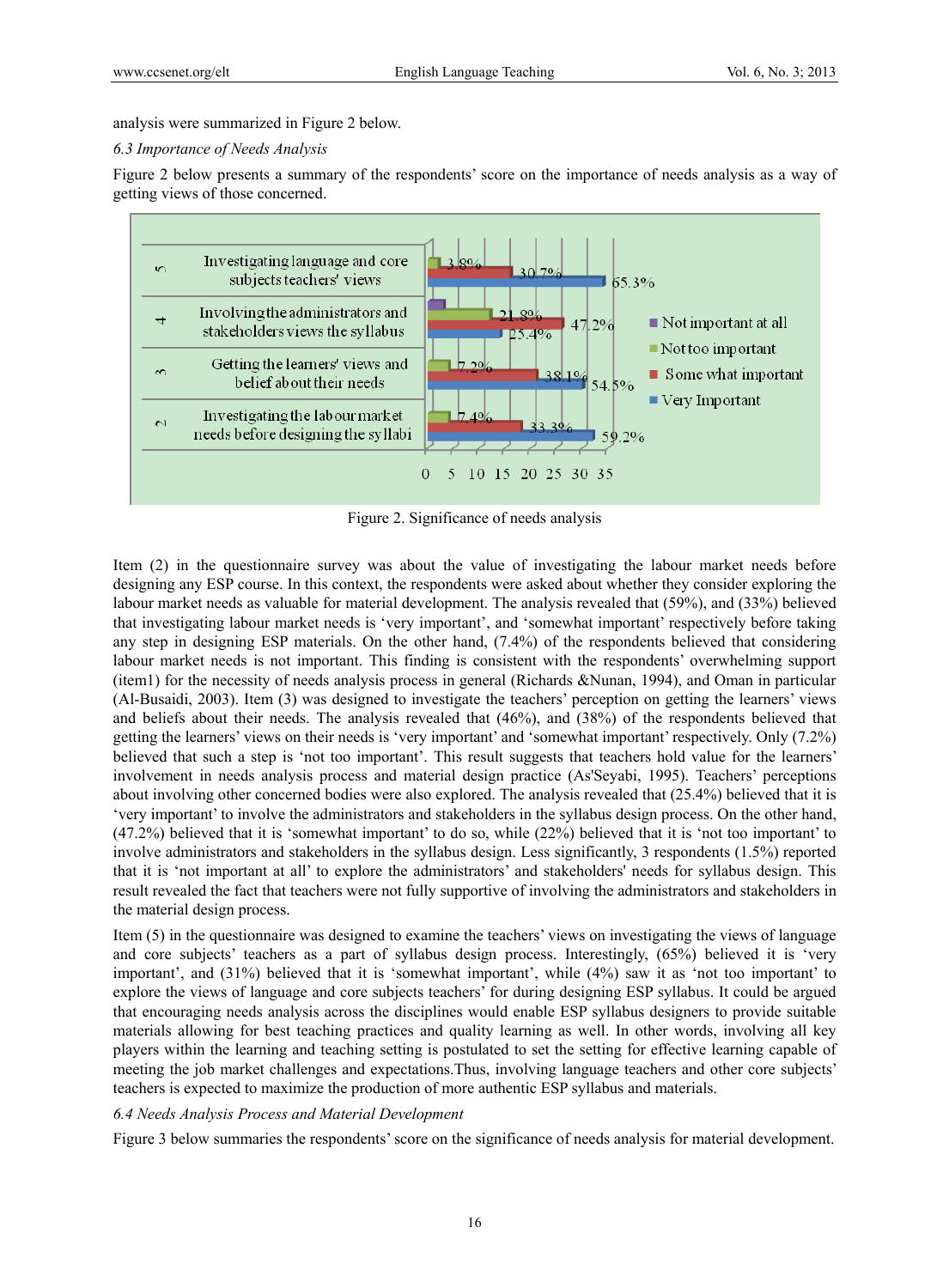analysis were summarized in Figure 2 below.

*6.3 Importance of Needs Analysis*

Figure 2 below presents a summary of the respondents' score on the importance of needs analysis as a way of getting views of those concerned.

| | Item | Not important at all | Not too important | Some what important | Very Important |
|---|---|---|---|---|---|
| 5 | Investigating language and core subjects teachers' views | | 3.8% | 30.7% | 65.3% |
| 4 | Involving the administrators and stakeholders views the syllabus | | 21.8% | 47.2% | 25.4% |
| 3 | Getting the learners' views and belief about their needs | | 7.2% | 38.1% | 54.5% |
| 2 | Investigating the labour market needs before designing the syllabi | | 7.4% | 33.3% | 59.2% |

Figure 2. Significance of needs analysis

Item (2) in the questionnaire survey was about the value of investigating the labour market needs before designing any ESP course. In this context, the respondents were asked about whether they consider exploring the labour market needs as valuable for material development. The analysis revealed that (59%), and (33%) believed that investigating labour market needs is 'very important', and 'somewhat important' respectively before taking any step in designing ESP materials. On the other hand, (7.4%) of the respondents believed that considering labour market needs is not important. This finding is consistent with the respondents' overwhelming support (item1) for the necessity of needs analysis process in general (Richards &Nunan, 1994), and Oman in particular (Al-Busaidi, 2003). Item (3) was designed to investigate the teachers' perception on getting the learners' views and beliefs about their needs. The analysis revealed that (46%), and (38%) of the respondents believed that getting the learners' views on their needs is 'very important' and 'somewhat important' respectively. Only (7.2%) believed that such a step is 'not too important'. This result suggests that teachers hold value for the learners' involvement in needs analysis process and material design practice (As'Seyabi, 1995). Teachers' perceptions about involving other concerned bodies were also explored. The analysis revealed that (25.4%) believed that it is 'very important' to involve the administrators and stakeholders in the syllabus design process. On the other hand, (47.2%) believed that it is 'somewhat important' to do so, while (22%) believed that it is 'not too important' to involve administrators and stakeholders in the syllabus design. Less significantly, 3 respondents (1.5%) reported that it is 'not important at all' to explore the administrators' and stakeholders' needs for syllabus design. This result revealed the fact that teachers were not fully supportive of involving the administrators and stakeholders in the material design process.

Item (5) in the questionnaire was designed to examine the teachers' views on investigating the views of language and core subjects' teachers as a part of syllabus design process. Interestingly, (65%) believed it is 'very important', and (31%) believed that it is 'somewhat important', while (4%) saw it as 'not too important' to explore the views of language and core subjects teachers' for during designing ESP syllabus. It could be argued that encouraging needs analysis across the disciplines would enable ESP syllabus designers to provide suitable materials allowing for best teaching practices and quality learning as well. In other words, involving all key players within the learning and teaching setting is postulated to set the setting for effective learning capable of meeting the job market challenges and expectations.Thus, involving language teachers and other core subjects' teachers is expected to maximize the production of more authentic ESP syllabus and materials.

*6.4 Needs Analysis Process and Material Development*

Figure 3 below summaries the respondents' score on the significance of needs analysis for material development.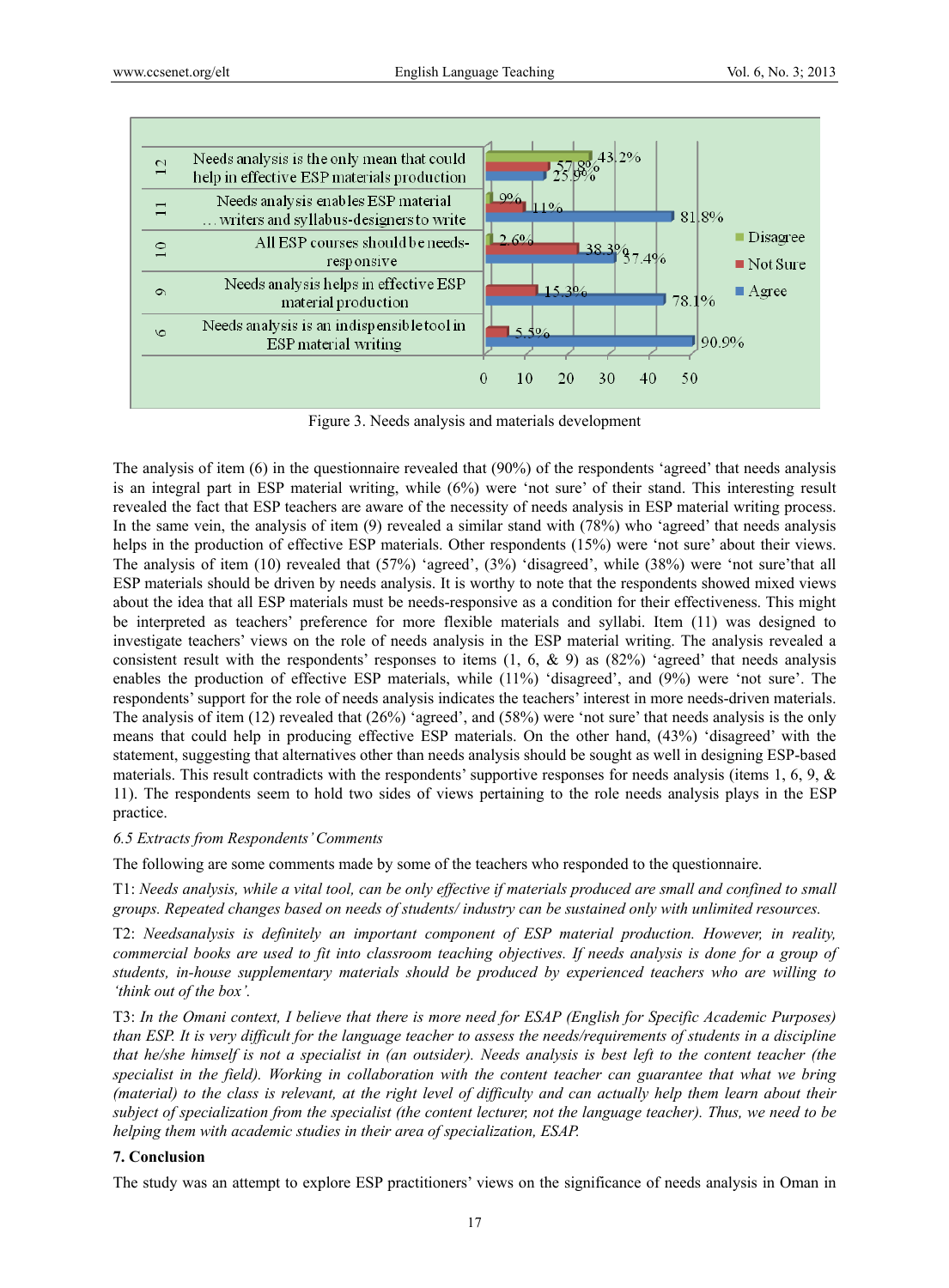Figure 3. Needs analysis and materials development

The analysis of item (6) in the questionnaire revealed that (90%) of the respondents 'agreed' that needs analysis is an integral part in ESP material writing, while (6%) were 'not sure' of their stand. This interesting result revealed the fact that ESP teachers are aware of the necessity of needs analysis in ESP material writing process. In the same vein, the analysis of item (9) revealed a similar stand with (78%) who 'agreed' that needs analysis helps in the production of effective ESP materials. Other respondents (15%) were 'not sure' about their views. The analysis of item (10) revealed that (57%) 'agreed', (3%) 'disagreed', while (38%) were 'not sure'that all ESP materials should be driven by needs analysis. It is worthy to note that the respondents showed mixed views about the idea that all ESP materials must be needs-responsive as a condition for their effectiveness. This might be interpreted as teachers' preference for more flexible materials and syllabi. Item (11) was designed to investigate teachers' views on the role of needs analysis in the ESP material writing. The analysis revealed a consistent result with the respondents' responses to items (1, 6, & 9) as (82%) 'agreed' that needs analysis enables the production of effective ESP materials, while (11%) 'disagreed', and (9%) were 'not sure'. The respondents' support for the role of needs analysis indicates the teachers' interest in more needs-driven materials. The analysis of item (12) revealed that (26%) 'agreed', and (58%) were 'not sure' that needs analysis is the only means that could help in producing effective ESP materials. On the other hand, (43%) 'disagreed' with the statement, suggesting that alternatives other than needs analysis should be sought as well in designing ESP-based materials. This result contradicts with the respondents' supportive responses for needs analysis (items 1, 6, 9, & 11). The respondents seem to hold two sides of views pertaining to the role needs analysis plays in the ESP practice.

### 6.5 Extracts from Respondents' Comments

The following are some comments made by some of the teachers who responded to the questionnaire.

T1: *Needs analysis, while a vital tool, can be only effective if materials produced are small and confined to small groups. Repeated changes based on needs of students/ industry can be sustained only with unlimited resources.*

T2: *Needsanalysis is definitely an important component of ESP material production. However, in reality, commercial books are used to fit into classroom teaching objectives. If needs analysis is done for a group of students, in-house supplementary materials should be produced by experienced teachers who are willing to 'think out of the box'.*

T3: *In the Omani context, I believe that there is more need for ESAP (English for Specific Academic Purposes) than ESP. It is very difficult for the language teacher to assess the needs/requirements of students in a discipline that he/she himself is not a specialist in (an outsider). Needs analysis is best left to the content teacher (the specialist in the field). Working in collaboration with the content teacher can guarantee that what we bring (material) to the class is relevant, at the right level of difficulty and can actually help them learn about their subject of specialization from the specialist (the content lecturer, not the language teacher). Thus, we need to be helping them with academic studies in their area of specialization, ESAP.*

## 7. Conclusion

The study was an attempt to explore ESP practitioners' views on the significance of needs analysis in Oman in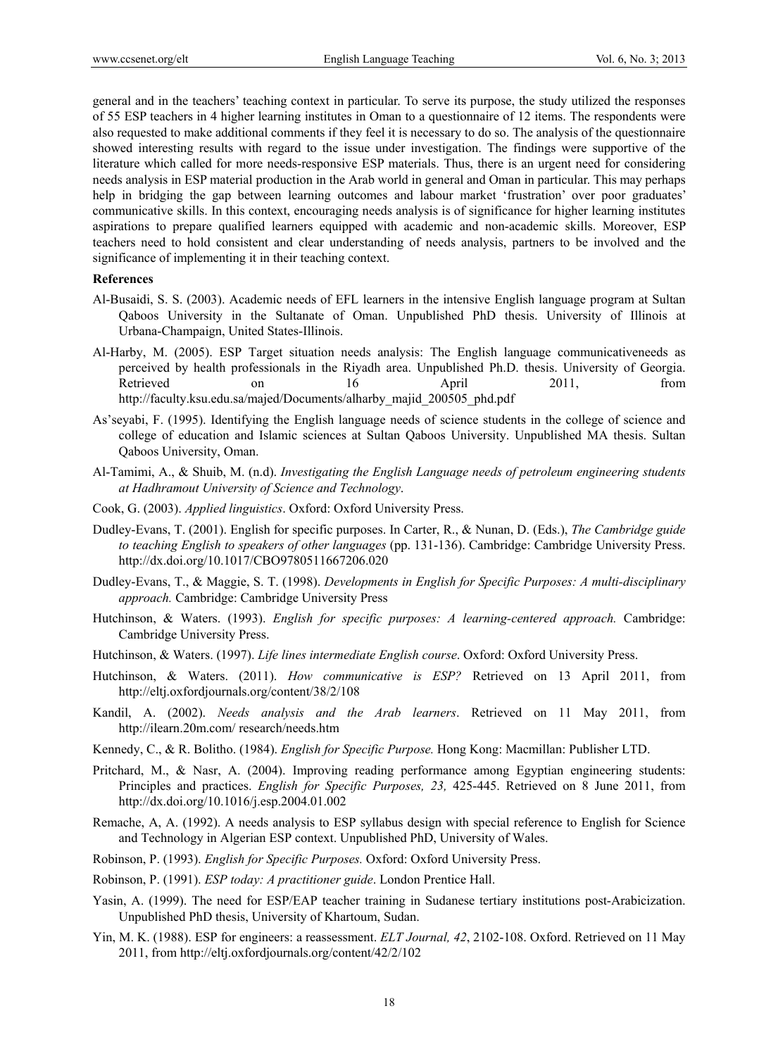general and in the teachers' teaching context in particular. To serve its purpose, the study utilized the responses of 55 ESP teachers in 4 higher learning institutes in Oman to a questionnaire of 12 items. The respondents were also requested to make additional comments if they feel it is necessary to do so. The analysis of the questionnaire showed interesting results with regard to the issue under investigation. The findings were supportive of the literature which called for more needs-responsive ESP materials. Thus, there is an urgent need for considering needs analysis in ESP material production in the Arab world in general and Oman in particular. This may perhaps help in bridging the gap between learning outcomes and labour market 'frustration' over poor graduates' communicative skills. In this context, encouraging needs analysis is of significance for higher learning institutes aspirations to prepare qualified learners equipped with academic and non-academic skills. Moreover, ESP teachers need to hold consistent and clear understanding of needs analysis, partners to be involved and the significance of implementing it in their teaching context.

**References**

Al-Busaidi, S. S. (2003). Academic needs of EFL learners in the intensive English language program at Sultan Qaboos University in the Sultanate of Oman. Unpublished PhD thesis. University of Illinois at Urbana-Champaign, United States-Illinois.

Al-Harby, M. (2005). ESP Target situation needs analysis: The English language communicativeneeds as perceived by health professionals in the Riyadh area. Unpublished Ph.D. thesis. University of Georgia. Retrieved on 16 April 2011, from http://faculty.ksu.edu.sa/majed/Documents/alharby_majid_200505_phd.pdf

As'seyabi, F. (1995). Identifying the English language needs of science students in the college of science and college of education and Islamic sciences at Sultan Qaboos University. Unpublished MA thesis. Sultan Qaboos University, Oman.

Al-Tamimi, A., & Shuib, M. (n.d). *Investigating the English Language needs of petroleum engineering students at Hadhramout University of Science and Technology*.

Cook, G. (2003). *Applied linguistics*. Oxford: Oxford University Press.

Dudley-Evans, T. (2001). English for specific purposes. In Carter, R., & Nunan, D. (Eds.), *The Cambridge guide to teaching English to speakers of other languages* (pp. 131-136). Cambridge: Cambridge University Press. http://dx.doi.org/10.1017/CBO9780511667206.020

Dudley-Evans, T., & Maggie, S. T. (1998). *Developments in English for Specific Purposes: A multi-disciplinary approach.* Cambridge: Cambridge University Press

Hutchinson, & Waters. (1993). *English for specific purposes: A learning-centered approach.* Cambridge: Cambridge University Press.

Hutchinson, & Waters. (1997). *Life lines intermediate English course*. Oxford: Oxford University Press.

Hutchinson, & Waters. (2011). *How communicative is ESP?* Retrieved on 13 April 2011, from http://eltj.oxfordjournals.org/content/38/2/108

Kandil, A. (2002). *Needs analysis and the Arab learners*. Retrieved on 11 May 2011, from http://ilearn.20m.com/ research/needs.htm

Kennedy, C., & R. Bolitho. (1984). *English for Specific Purpose.* Hong Kong: Macmillan: Publisher LTD.

Pritchard, M., & Nasr, A. (2004). Improving reading performance among Egyptian engineering students: Principles and practices. *English for Specific Purposes, 23,* 425-445. Retrieved on 8 June 2011, from http://dx.doi.org/10.1016/j.esp.2004.01.002

Remache, A, A. (1992). A needs analysis to ESP syllabus design with special reference to English for Science and Technology in Algerian ESP context. Unpublished PhD, University of Wales.

Robinson, P. (1993). *English for Specific Purposes.* Oxford: Oxford University Press.

Robinson, P. (1991). *ESP today: A practitioner guide*. London Prentice Hall.

Yasin, A. (1999). The need for ESP/EAP teacher training in Sudanese tertiary institutions post-Arabicization. Unpublished PhD thesis, University of Khartoum, Sudan.

Yin, M. K. (1988). ESP for engineers: a reassessment. *ELT Journal, 42*, 2102-108. Oxford. Retrieved on 11 May 2011, from http://eltj.oxfordjournals.org/content/42/2/102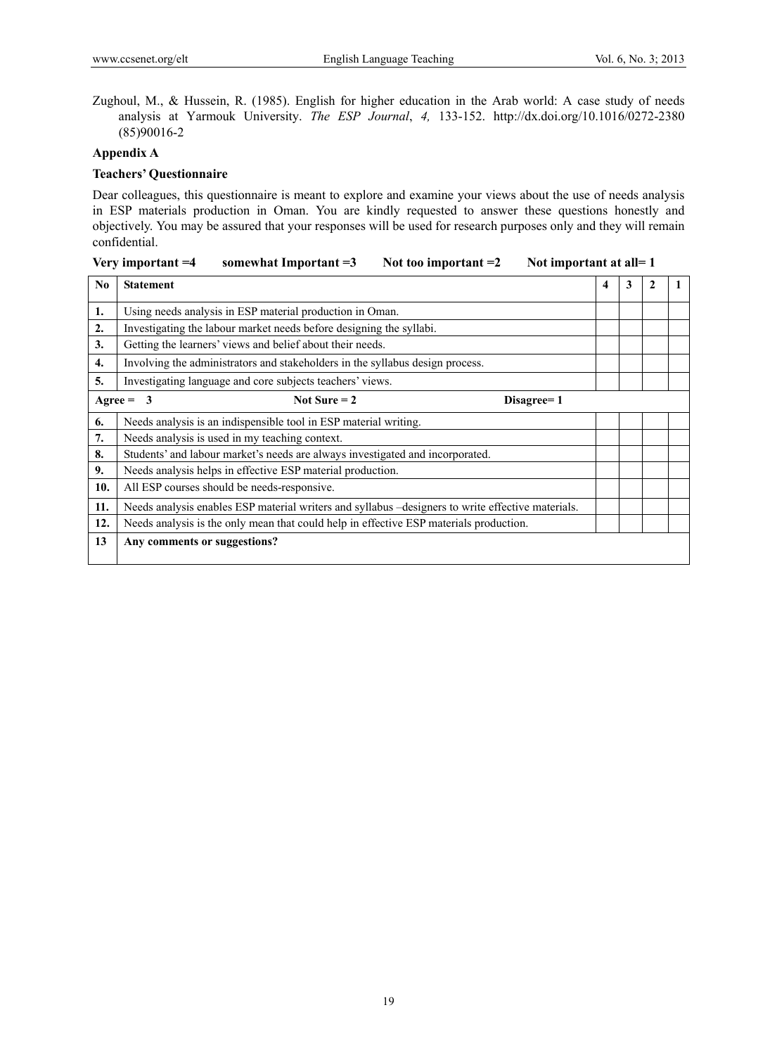Zughoul, M., & Hussein, R. (1985). English for higher education in the Arab world: A case study of needs analysis at Yarmouk University. *The ESP Journal*, *4,* 133-152. http://dx.doi.org/10.1016/0272-2380(85)90016-2

## Appendix A

### Teachers' Questionnaire

Dear colleagues, this questionnaire is meant to explore and examine your views about the use of needs analysis in ESP materials production in Oman. You are kindly requested to answer these questions honestly and objectively. You may be assured that your responses will be used for research purposes only and they will remain confidential.

**Very important =4 somewhat Important =3 Not too important =2 Not important at all= 1**

| No | Statement | 4 | 3 | 2 | 1 |
|---|---|---|---|---|---|
| 1. | Using needs analysis in ESP material production in Oman. | | | | |
| 2. | Investigating the labour market needs before designing the syllabi. | | | | |
| 3. | Getting the learners' views and belief about their needs. | | | | |
| 4. | Involving the administrators and stakeholders in the syllabus design process. | | | | |
| 5. | Investigating language and core subjects teachers' views. | | | | |
| **Agree = 3** | **Not Sure = 2 Disagree= 1** | | | | |
| 6. | Needs analysis is an indispensible tool in ESP material writing. | | | | |
| 7. | Needs analysis is used in my teaching context. | | | | |
| 8. | Students' and labour market's needs are always investigated and incorporated. | | | | |
| 9. | Needs analysis helps in effective ESP material production. | | | | |
| 10. | All ESP courses should be needs-responsive. | | | | |
| 11. | Needs analysis enables ESP material writers and syllabus –designers to write effective materials. | | | | |
| 12. | Needs analysis is the only mean that could help in effective ESP materials production. | | | | |
| 13 | **Any comments or suggestions?** | | | | |